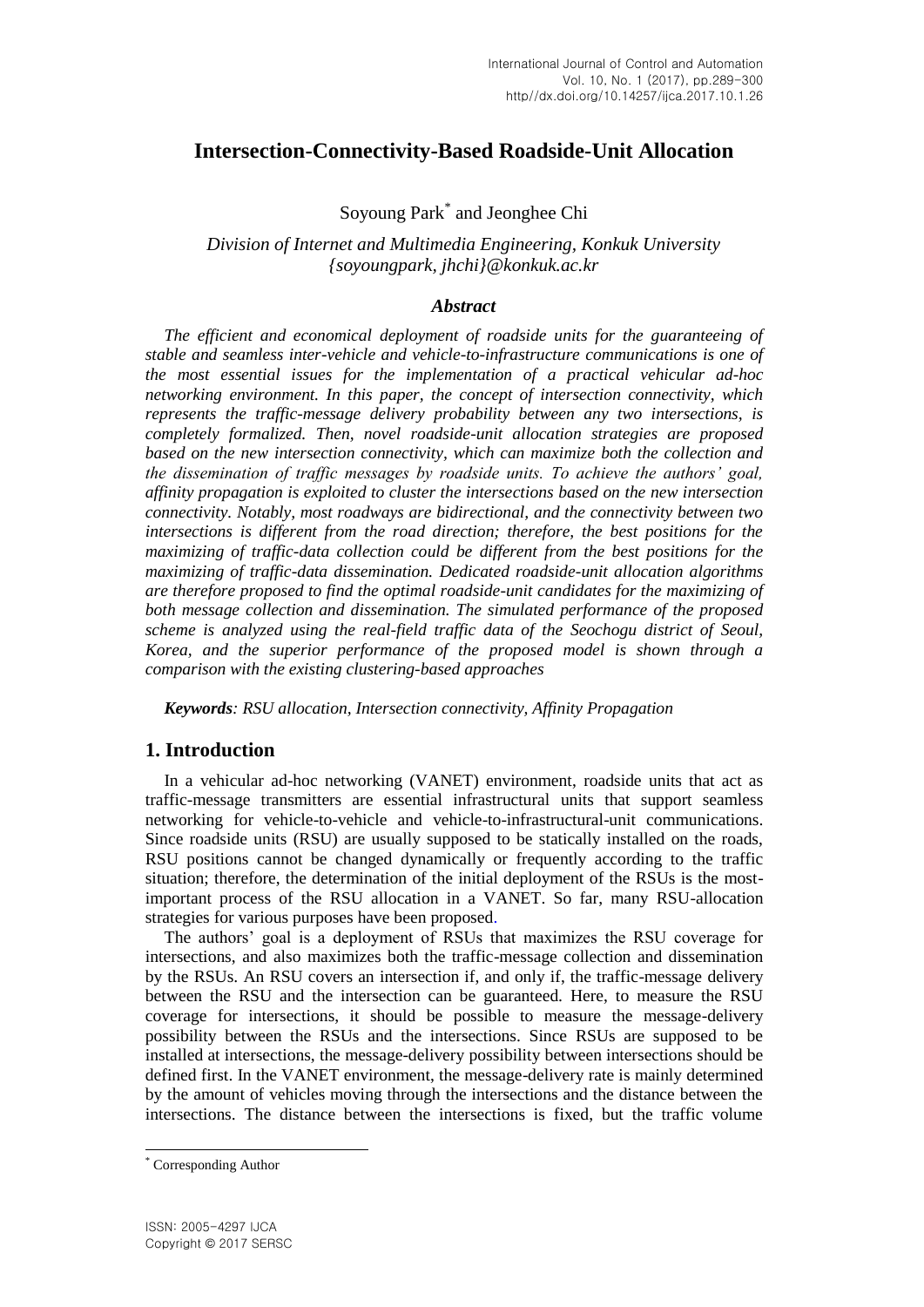# Intersection-Connectivity-Based Roadside-Unit Allocation

Soyoung Park[*] and Jeonghee Chi

*Division of Internet and Multimedia Engineering, Konkuk University*
*{soyoungpark, jhchi}@konkuk.ac.kr*

### *Abstract*

*The efficient and economical deployment of roadside units for the guaranteeing of stable and seamless inter-vehicle and vehicle-to-infrastructure communications is one of the most essential issues for the implementation of a practical vehicular ad-hoc networking environment. In this paper, the concept of intersection connectivity, which represents the traffic-message delivery probability between any two intersections, is completely formalized. Then, novel roadside-unit allocation strategies are proposed based on the new intersection connectivity, which can maximize both the collection and the dissemination of traffic messages by roadside units. To achieve the authors' goal, affinity propagation is exploited to cluster the intersections based on the new intersection connectivity. Notably, most roadways are bidirectional, and the connectivity between two intersections is different from the road direction; therefore, the best positions for the maximizing of traffic-data collection could be different from the best positions for the maximizing of traffic-data dissemination. Dedicated roadside-unit allocation algorithms are therefore proposed to find the optimal roadside-unit candidates for the maximizing of both message collection and dissemination. The simulated performance of the proposed scheme is analyzed using the real-field traffic data of the Seochogu district of Seoul, Korea, and the superior performance of the proposed model is shown through a comparison with the existing clustering-based approaches*

***Keywords****: RSU allocation, Intersection connectivity, Affinity Propagation*

## 1. Introduction

In a vehicular ad-hoc networking (VANET) environment, roadside units that act as traffic-message transmitters are essential infrastructural units that support seamless networking for vehicle-to-vehicle and vehicle-to-infrastructural-unit communications. Since roadside units (RSU) are usually supposed to be statically installed on the roads, RSU positions cannot be changed dynamically or frequently according to the traffic situation; therefore, the determination of the initial deployment of the RSUs is the most-important process of the RSU allocation in a VANET. So far, many RSU-allocation strategies for various purposes have been proposed.

The authors' goal is a deployment of RSUs that maximizes the RSU coverage for intersections, and also maximizes both the traffic-message collection and dissemination by the RSUs. An RSU covers an intersection if, and only if, the traffic-message delivery between the RSU and the intersection can be guaranteed. Here, to measure the RSU coverage for intersections, it should be possible to measure the message-delivery possibility between the RSUs and the intersections. Since RSUs are supposed to be installed at intersections, the message-delivery possibility between intersections should be defined first. In the VANET environment, the message-delivery rate is mainly determined by the amount of vehicles moving through the intersections and the distance between the intersections. The distance between the intersections is fixed, but the traffic volume

[*] Corresponding Author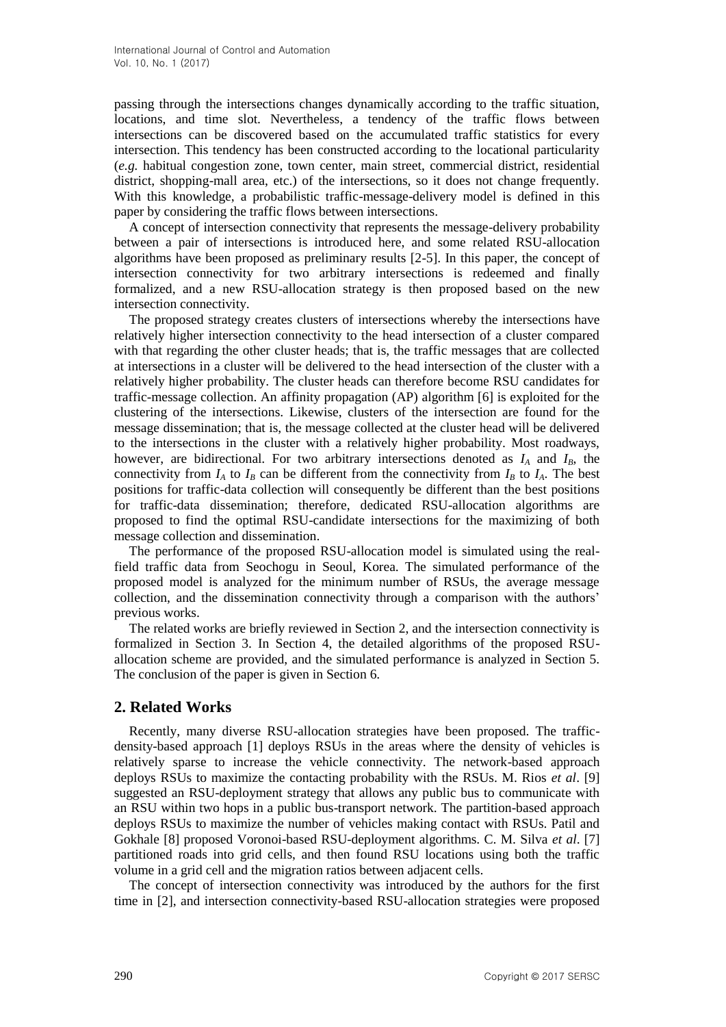passing through the intersections changes dynamically according to the traffic situation, locations, and time slot. Nevertheless, a tendency of the traffic flows between intersections can be discovered based on the accumulated traffic statistics for every intersection. This tendency has been constructed according to the locational particularity (*e.g.* habitual congestion zone, town center, main street, commercial district, residential district, shopping-mall area, etc.) of the intersections, so it does not change frequently. With this knowledge, a probabilistic traffic-message-delivery model is defined in this paper by considering the traffic flows between intersections.

A concept of intersection connectivity that represents the message-delivery probability between a pair of intersections is introduced here, and some related RSU-allocation algorithms have been proposed as preliminary results [2-5]. In this paper, the concept of intersection connectivity for two arbitrary intersections is redeemed and finally formalized, and a new RSU-allocation strategy is then proposed based on the new intersection connectivity.

The proposed strategy creates clusters of intersections whereby the intersections have relatively higher intersection connectivity to the head intersection of a cluster compared with that regarding the other cluster heads; that is, the traffic messages that are collected at intersections in a cluster will be delivered to the head intersection of the cluster with a relatively higher probability. The cluster heads can therefore become RSU candidates for traffic-message collection. An affinity propagation (AP) algorithm [6] is exploited for the clustering of the intersections. Likewise, clusters of the intersection are found for the message dissemination; that is, the message collected at the cluster head will be delivered to the intersections in the cluster with a relatively higher probability. Most roadways, however, are bidirectional. For two arbitrary intersections denoted as $I_A$ and $I_B$, the connectivity from $I_A$ to $I_B$ can be different from the connectivity from $I_B$ to $I_A$. The best positions for traffic-data collection will consequently be different than the best positions for traffic-data dissemination; therefore, dedicated RSU-allocation algorithms are proposed to find the optimal RSU-candidate intersections for the maximizing of both message collection and dissemination.

The performance of the proposed RSU-allocation model is simulated using the real-field traffic data from Seochogu in Seoul, Korea. The simulated performance of the proposed model is analyzed for the minimum number of RSUs, the average message collection, and the dissemination connectivity through a comparison with the authors' previous works.

The related works are briefly reviewed in Section 2, and the intersection connectivity is formalized in Section 3. In Section 4, the detailed algorithms of the proposed RSU-allocation scheme are provided, and the simulated performance is analyzed in Section 5. The conclusion of the paper is given in Section 6.

## 2. Related Works

Recently, many diverse RSU-allocation strategies have been proposed. The traffic-density-based approach [1] deploys RSUs in the areas where the density of vehicles is relatively sparse to increase the vehicle connectivity. The network-based approach deploys RSUs to maximize the contacting probability with the RSUs. M. Rios *et al*. [9] suggested an RSU-deployment strategy that allows any public bus to communicate with an RSU within two hops in a public bus-transport network. The partition-based approach deploys RSUs to maximize the number of vehicles making contact with RSUs. Patil and Gokhale [8] proposed Voronoi-based RSU-deployment algorithms. C. M. Silva *et al*. [7] partitioned roads into grid cells, and then found RSU locations using both the traffic volume in a grid cell and the migration ratios between adjacent cells.

The concept of intersection connectivity was introduced by the authors for the first time in [2], and intersection connectivity-based RSU-allocation strategies were proposed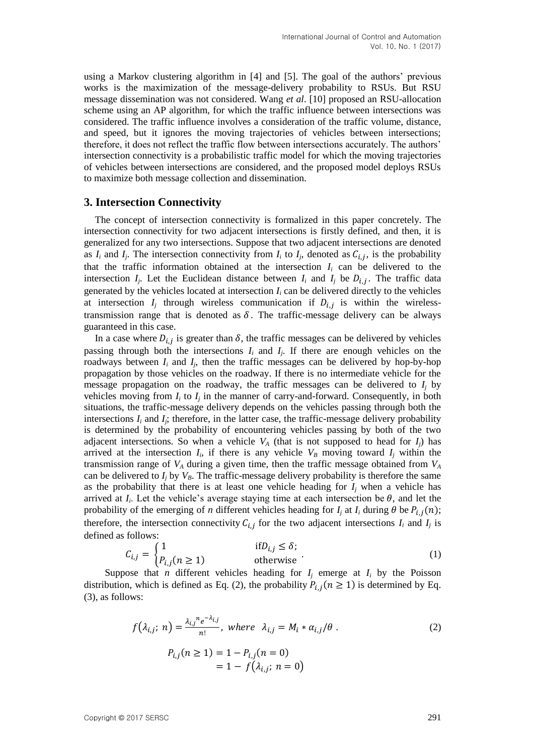using a Markov clustering algorithm in [4] and [5]. The goal of the authors' previous works is the maximization of the message-delivery probability to RSUs. But RSU message dissemination was not considered. Wang *et al*. [10] proposed an RSU-allocation scheme using an AP algorithm, for which the traffic influence between intersections was considered. The traffic influence involves a consideration of the traffic volume, distance, and speed, but it ignores the moving trajectories of vehicles between intersections; therefore, it does not reflect the traffic flow between intersections accurately. The authors' intersection connectivity is a probabilistic traffic model for which the moving trajectories of vehicles between intersections are considered, and the proposed model deploys RSUs to maximize both message collection and dissemination.

## 3. Intersection Connectivity

The concept of intersection connectivity is formalized in this paper concretely. The intersection connectivity for two adjacent intersections is firstly defined, and then, it is generalized for any two intersections. Suppose that two adjacent intersections are denoted as $I_i$ and $I_j$. The intersection connectivity from $I_i$ to $I_j$, denoted as $C_{i,j}$, is the probability that the traffic information obtained at the intersection $I_i$ can be delivered to the intersection $I_j$. Let the Euclidean distance between $I_i$ and $I_j$ be $D_{i,j}$. The traffic data generated by the vehicles located at intersection $I_i$ can be delivered directly to the vehicles at intersection $I_j$ through wireless communication if $D_{i,j}$ is within the wireless-transmission range that is denoted as $\delta$. The traffic-message delivery can be always guaranteed in this case.

In a case where $D_{i,j}$ is greater than $\delta$, the traffic messages can be delivered by vehicles passing through both the intersections $I_i$ and $I_j$. If there are enough vehicles on the roadways between $I_i$ and $I_j$, then the traffic messages can be delivered by hop-by-hop propagation by those vehicles on the roadway. If there is no intermediate vehicle for the message propagation on the roadway, the traffic messages can be delivered to $I_j$ by vehicles moving from $I_i$ to $I_j$ in the manner of carry-and-forward. Consequently, in both situations, the traffic-message delivery depends on the vehicles passing through both the intersections $I_i$ and $I_j$; therefore, in the latter case, the traffic-message delivery probability is determined by the probability of encountering vehicles passing by both of the two adjacent intersections. So when a vehicle $V_A$ (that is not supposed to head for $I_j$) has arrived at the intersection $I_i$, if there is any vehicle $V_B$ moving toward $I_j$ within the transmission range of $V_A$ during a given time, then the traffic message obtained from $V_A$ can be delivered to $I_j$ by $V_B$. The traffic-message delivery probability is therefore the same as the probability that there is at least one vehicle heading for $I_j$ when a vehicle has arrived at $I_i$. Let the vehicle's average staying time at each intersection be $\theta$, and let the probability of the emerging of $n$ different vehicles heading for $I_j$ at $I_i$ during $\theta$ be $P_{i,j}(n)$; therefore, the intersection connectivity $C_{i,j}$ for the two adjacent intersections $I_i$ and $I_j$ is defined as follows:

$$C_{i,j} = \begin{cases} 1 & \text{if} D_{i,j} \leq \delta; \\ P_{i,j}(n \geq 1) & \text{otherwise} \end{cases}. \tag{1}$$

Suppose that $n$ different vehicles heading for $I_j$ emerge at $I_i$ by the Poisson distribution, which is defined as Eq. (2), the probability $P_{i,j}(n \geq 1)$ is determined by Eq. (3), as follows:

$$f(\lambda_{i,j};\ n) = \frac{{\lambda_{i,j}}^{n} e^{-\lambda_{i,j}}}{n!},\ where\ \ \lambda_{i,j} = M_i * \alpha_{i,j}/\theta\ . \tag{2}$$

$$\begin{aligned} P_{i,j}(n \geq 1) &= 1 - P_{i,j}(n = 0) \\ &= 1 - f(\lambda_{i,j};\ n = 0) \end{aligned}$$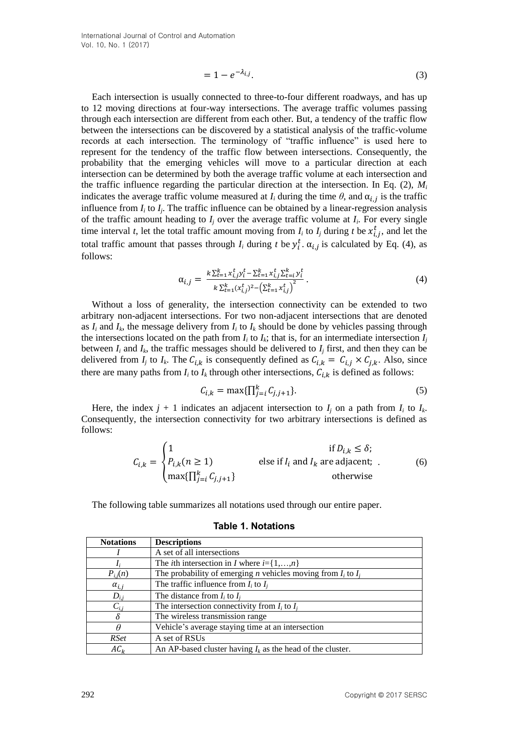$$= 1 - e^{-\lambda_{i,j}}. \tag{3}$$

Each intersection is usually connected to three-to-four different roadways, and has up to 12 moving directions at four-way intersections. The average traffic volumes passing through each intersection are different from each other. But, a tendency of the traffic flow between the intersections can be discovered by a statistical analysis of the traffic-volume records at each intersection. The terminology of "traffic influence" is used here to represent for the tendency of the traffic flow between intersections. Consequently, the probability that the emerging vehicles will move to a particular direction at each intersection can be determined by both the average traffic volume at each intersection and the traffic influence regarding the particular direction at the intersection. In Eq. (2), $M_i$ indicates the average traffic volume measured at $I_i$ during the time $\theta$, and $\alpha_{i,j}$ is the traffic influence from $I_i$ to $I_j$. The traffic influence can be obtained by a linear-regression analysis of the traffic amount heading to $I_j$ over the average traffic volume at $I_i$. For every single time interval $t$, let the total traffic amount moving from $I_i$ to $I_j$ during $t$ be $x_{i,j}^t$, and let the total traffic amount that passes through $I_i$ during $t$ be $y_i^t$. $\alpha_{i,j}$ is calculated by Eq. (4), as follows:

$$\alpha_{i,j} = \frac{k\sum_{t=1}^{k} x_{i,j}^t y_i^t - \sum_{t=1}^{k} x_{i,j}^t \sum_{t=i}^{k} y_i^t}{k\sum_{t=1}^{k} (x_{i,j}^t)^2 - \left(\sum_{t=1}^{k} x_{i,j}^t\right)^2}. \tag{4}$$

Without a loss of generality, the intersection connectivity can be extended to two arbitrary non-adjacent intersections. For two non-adjacent intersections that are denoted as $I_i$ and $I_k$, the message delivery from $I_i$ to $I_k$ should be done by vehicles passing through the intersections located on the path from $I_i$ to $I_k$; that is, for an intermediate intersection $I_j$ between $I_i$ and $I_k$, the traffic messages should be delivered to $I_j$ first, and then they can be delivered from $I_j$ to $I_k$. The $C_{i,k}$ is consequently defined as $C_{i,k} = C_{i,j} \times C_{j,k}$. Also, since there are many paths from $I_i$ to $I_k$ through other intersections, $C_{i,k}$ is defined as follows:

$$C_{i,k} = \max\{\textstyle\prod_{j=i}^{k} C_{j,j+1}\}. \tag{5}$$

Here, the index $j + 1$ indicates an adjacent intersection to $I_j$ on a path from $I_i$ to $I_k$. Consequently, the intersection connectivity for two arbitrary intersections is defined as follows:

$$C_{i,k} = \begin{cases} 1 & \text{if } D_{i,k} \le \delta; \\ P_{i,k}(n \ge 1) & \text{else if } I_i \text{ and } I_k \text{ are adjacent;} \\ \max\{\prod_{j=i}^{k} C_{j,j+1}\} & \text{otherwise} \end{cases}. \tag{6}$$

The following table summarizes all notations used through our entire paper.

**Table 1. Notations**

| Notations | Descriptions |
|---|---|
| $I$ | A set of all intersections |
| $I_i$ | The $i$th intersection in $I$ where $i$={1,…,$n$} |
| $P_{i,j}(n)$ | The probability of emerging $n$ vehicles moving from $I_i$ to $I_j$ |
| $\alpha_{i,j}$ | The traffic influence from $I_i$ to $I_j$ |
| $D_{i,j}$ | The distance from $I_i$ to $I_j$ |
| $C_{i,j}$ | The intersection connectivity from $I_i$ to $I_j$ |
| $\delta$ | The wireless transmission range |
| $\theta$ | Vehicle's average staying time at an intersection |
| $RSet$ | A set of RSUs |
| $AC_k$ | An AP-based cluster having $I_k$ as the head of the cluster. |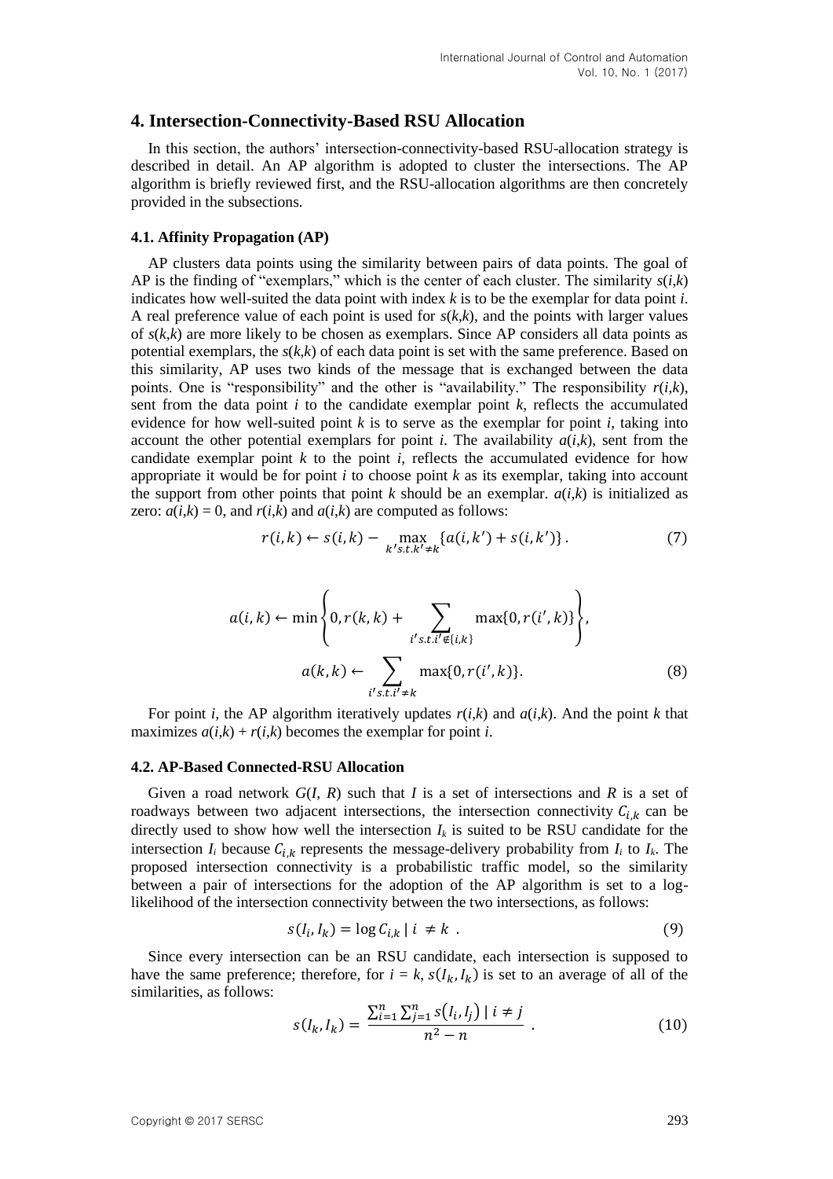## 4. Intersection-Connectivity-Based RSU Allocation

In this section, the authors' intersection-connectivity-based RSU-allocation strategy is described in detail. An AP algorithm is adopted to cluster the intersections. The AP algorithm is briefly reviewed first, and the RSU-allocation algorithms are then concretely provided in the subsections.

### 4.1. Affinity Propagation (AP)

AP clusters data points using the similarity between pairs of data points. The goal of AP is the finding of "exemplars," which is the center of each cluster. The similarity $s(i,k)$ indicates how well-suited the data point with index $k$ is to be the exemplar for data point $i$. A real preference value of each point is used for $s(k,k)$, and the points with larger values of $s(k,k)$ are more likely to be chosen as exemplars. Since AP considers all data points as potential exemplars, the $s(k,k)$ of each data point is set with the same preference. Based on this similarity, AP uses two kinds of the message that is exchanged between the data points. One is "responsibility" and the other is "availability." The responsibility $r(i,k)$, sent from the data point $i$ to the candidate exemplar point $k$, reflects the accumulated evidence for how well-suited point $k$ is to serve as the exemplar for point $i$, taking into account the other potential exemplars for point $i$. The availability $a(i,k)$, sent from the candidate exemplar point $k$ to the point $i$, reflects the accumulated evidence for how appropriate it would be for point $i$ to choose point $k$ as its exemplar, taking into account the support from other points that point $k$ should be an exemplar. $a(i,k)$ is initialized as zero: $a(i,k) = 0$, and $r(i,k)$ and $a(i,k)$ are computed as follows:

$$r(i,k) \leftarrow s(i,k) - \max_{k' s.t. k' \neq k} \{a(i,k') + s(i,k')\}. \tag{7}$$

$$a(i,k) \leftarrow \min\left\{0, r(k,k) + \sum_{i' s.t. i' \notin \{i,k\}} \max\{0, r(i',k)\}\right\},$$
$$a(k,k) \leftarrow \sum_{i' s.t. i' \neq k} \max\{0, r(i',k)\}. \tag{8}$$

For point $i$, the AP algorithm iteratively updates $r(i,k)$ and $a(i,k)$. And the point $k$ that maximizes $a(i,k) + r(i,k)$ becomes the exemplar for point $i$.

### 4.2. AP-Based Connected-RSU Allocation

Given a road network $G(I, R)$ such that $I$ is a set of intersections and $R$ is a set of roadways between two adjacent intersections, the intersection connectivity $C_{i,k}$ can be directly used to show how well the intersection $I_k$ is suited to be RSU candidate for the intersection $I_i$ because $C_{i,k}$ represents the message-delivery probability from $I_i$ to $I_k$. The proposed intersection connectivity is a probabilistic traffic model, so the similarity between a pair of intersections for the adoption of the AP algorithm is set to a log-likelihood of the intersection connectivity between the two intersections, as follows:

$$s(I_i, I_k) = \log C_{i,k} \mid i \neq k \ . \tag{9}$$

Since every intersection can be an RSU candidate, each intersection is supposed to have the same preference; therefore, for $i = k$, $s(I_k, I_k)$ is set to an average of all of the similarities, as follows:

$$s(I_k, I_k) = \frac{\sum_{i=1}^{n} \sum_{j=1}^{n} s(I_i, I_j) \mid i \neq j}{n^2 - n} \ . \tag{10}$$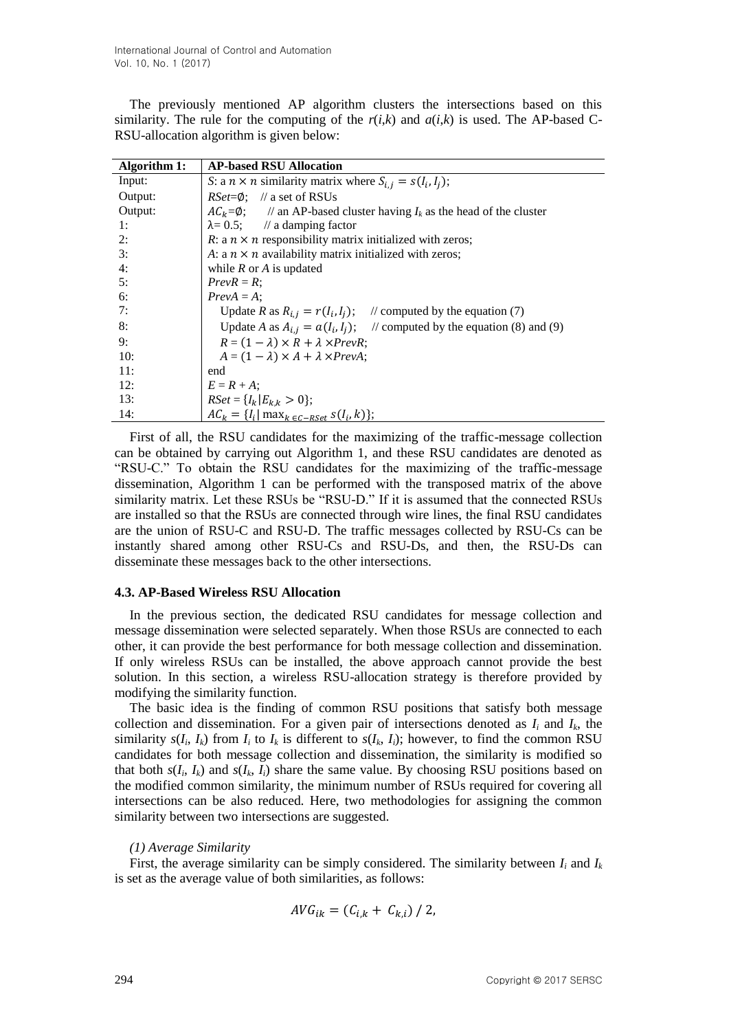The previously mentioned AP algorithm clusters the intersections based on this similarity. The rule for the computing of the $r(i,k)$ and $a(i,k)$ is used. The AP-based C-RSU-allocation algorithm is given below:

| **Algorithm 1:** | **AP-based RSU Allocation** |
|---|---|
| Input: | *S*: a $n \times n$ similarity matrix where $S_{i,j} = s(I_i, I_j)$; |
| Output: | $RSet = \emptyset$; // a set of RSUs |
| Output: | $AC_k = \emptyset$; // an AP-based cluster having $I_k$ as the head of the cluster |
| 1: | $\lambda = 0.5$; // a damping factor |
| 2: | *R*: a $n \times n$ responsibility matrix initialized with zeros; |
| 3: | *A*: a $n \times n$ availability matrix initialized with zeros; |
| 4: | while *R* or *A* is updated |
| 5: | $PrevR = R$; |
| 6: | $PrevA = A$; |
| 7: | Update *R* as $R_{i,j} = r(I_i, I_j)$; // computed by the equation (7) |
| 8: | Update *A* as $A_{i,j} = a(I_i, I_j)$; // computed by the equation (8) and (9) |
| 9: | $R = (1 - \lambda) \times R + \lambda \times PrevR$; |
| 10: | $A = (1 - \lambda) \times A + \lambda \times PrevA$; |
| 11: | end |
| 12: | $E = R + A$; |
| 13: | $RSet = \{I_k \mid E_{k,k} > 0\}$; |
| 14: | $AC_k = \{I_i \mid \max_{k \in C-RSet} s(I_i, k)\}$; |

First of all, the RSU candidates for the maximizing of the traffic-message collection can be obtained by carrying out Algorithm 1, and these RSU candidates are denoted as "RSU-C." To obtain the RSU candidates for the maximizing of the traffic-message dissemination, Algorithm 1 can be performed with the transposed matrix of the above similarity matrix. Let these RSUs be "RSU-D." If it is assumed that the connected RSUs are installed so that the RSUs are connected through wire lines, the final RSU candidates are the union of RSU-C and RSU-D. The traffic messages collected by RSU-Cs can be instantly shared among other RSU-Cs and RSU-Ds, and then, the RSU-Ds can disseminate these messages back to the other intersections.

### 4.3. AP-Based Wireless RSU Allocation

In the previous section, the dedicated RSU candidates for message collection and message dissemination were selected separately. When those RSUs are connected to each other, it can provide the best performance for both message collection and dissemination. If only wireless RSUs can be installed, the above approach cannot provide the best solution. In this section, a wireless RSU-allocation strategy is therefore provided by modifying the similarity function.

The basic idea is the finding of common RSU positions that satisfy both message collection and dissemination. For a given pair of intersections denoted as $I_i$ and $I_k$, the similarity $s(I_i, I_k)$ from $I_i$ to $I_k$ is different to $s(I_k, I_i)$; however, to find the common RSU candidates for both message collection and dissemination, the similarity is modified so that both $s(I_i, I_k)$ and $s(I_k, I_i)$ share the same value. By choosing RSU positions based on the modified common similarity, the minimum number of RSUs required for covering all intersections can be also reduced. Here, two methodologies for assigning the common similarity between two intersections are suggested.

*(1) Average Similarity*

First, the average similarity can be simply considered. The similarity between $I_i$ and $I_k$ is set as the average value of both similarities, as follows:

$$AVG_{ik} = (C_{i,k} + C_{k,i}) / 2,$$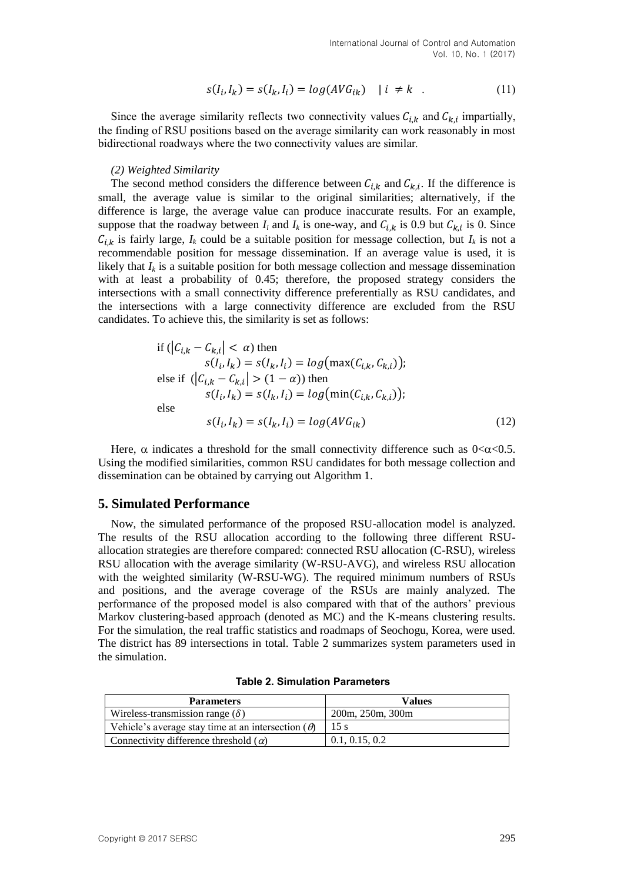$$s(I_i, I_k) = s(I_k, I_i) = log(AVG_{ik}) \quad | \; i \neq k \quad . \tag{11}$$

Since the average similarity reflects two connectivity values $C_{i,k}$ and $C_{k,i}$ impartially, the finding of RSU positions based on the average similarity can work reasonably in most bidirectional roadways where the two connectivity values are similar.

*(2) Weighted Similarity*

The second method considers the difference between $C_{i,k}$ and $C_{k,i}$. If the difference is small, the average value is similar to the original similarities; alternatively, if the difference is large, the average value can produce inaccurate results. For an example, suppose that the roadway between $I_i$ and $I_k$ is one-way, and $C_{i,k}$ is 0.9 but $C_{k,i}$ is 0. Since $C_{i,k}$ is fairly large, $I_k$ could be a suitable position for message collection, but $I_k$ is not a recommendable position for message dissemination. If an average value is used, it is likely that $I_k$ is a suitable position for both message collection and message dissemination with at least a probability of 0.45; therefore, the proposed strategy considers the intersections with a small connectivity difference preferentially as RSU candidates, and the intersections with a large connectivity difference are excluded from the RSU candidates. To achieve this, the similarity is set as follows:

$$\begin{aligned}
&\text{if } (|C_{i,k} - C_{k,i}| < \alpha) \text{ then} \\
&\qquad s(I_i, I_k) = s(I_k, I_i) = log(\max(C_{i,k}, C_{k,i})); \\
&\text{else if } (|C_{i,k} - C_{k,i}| > (1 - \alpha)) \text{ then} \\
&\qquad s(I_i, I_k) = s(I_k, I_i) = log(\min(C_{i,k}, C_{k,i})); \\
&\text{else} \\
&\qquad s(I_i, I_k) = s(I_k, I_i) = log(AVG_{ik})
\end{aligned} \tag{12}$$

Here, $\alpha$ indicates a threshold for the small connectivity difference such as $0<\alpha<0.5$. Using the modified similarities, common RSU candidates for both message collection and dissemination can be obtained by carrying out Algorithm 1.

## 5. Simulated Performance

Now, the simulated performance of the proposed RSU-allocation model is analyzed. The results of the RSU allocation according to the following three different RSU-allocation strategies are therefore compared: connected RSU allocation (C-RSU), wireless RSU allocation with the average similarity (W-RSU-AVG), and wireless RSU allocation with the weighted similarity (W-RSU-WG). The required minimum numbers of RSUs and positions, and the average coverage of the RSUs are mainly analyzed. The performance of the proposed model is also compared with that of the authors' previous Markov clustering-based approach (denoted as MC) and the K-means clustering results. For the simulation, the real traffic statistics and roadmaps of Seochogu, Korea, were used. The district has 89 intersections in total. Table 2 summarizes system parameters used in the simulation.

**Table 2. Simulation Parameters**

| Parameters | Values |
|---|---|
| Wireless-transmission range ($\delta$) | 200m, 250m, 300m |
| Vehicle's average stay time at an intersection ($\theta$) | 15 s |
| Connectivity difference threshold ($\alpha$) | 0.1, 0.15, 0.2 |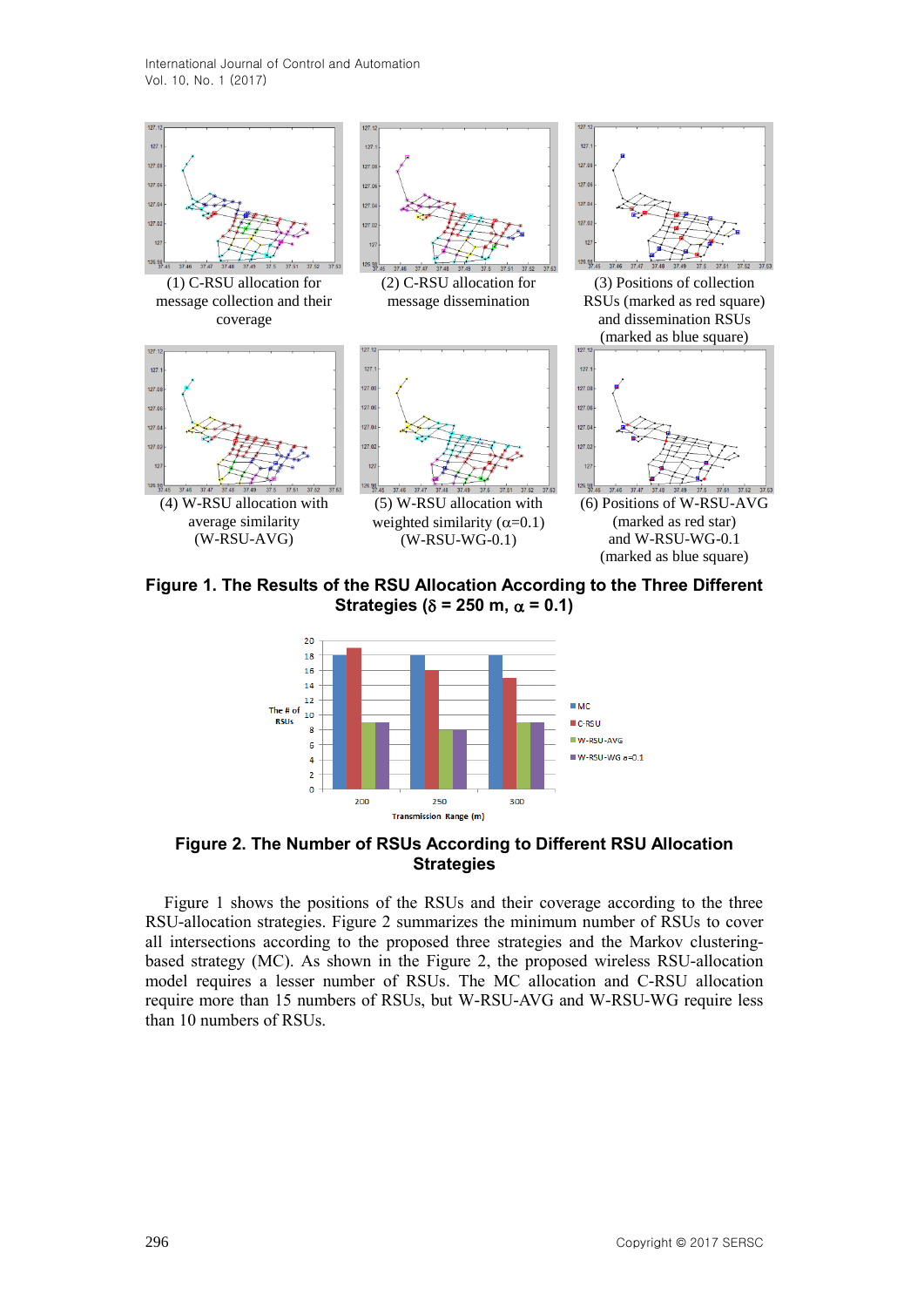(1) C-RSU allocation for message collection and their coverage

(2) C-RSU allocation for message dissemination

(3) Positions of collection RSUs (marked as red square) and dissemination RSUs (marked as blue square)

(4) W-RSU allocation with average similarity (W-RSU-AVG)

(5) W-RSU allocation with weighted similarity ($\alpha$=0.1) (W-RSU-WG-0.1)

(6) Positions of W-RSU-AVG (marked as red star) and W-RSU-WG-0.1 (marked as blue square)

**Figure 1. The Results of the RSU Allocation According to the Three Different Strategies ($\delta$ = 250 m, $\alpha$ = 0.1)**

**Figure 2. The Number of RSUs According to Different RSU Allocation Strategies**

Figure 1 shows the positions of the RSUs and their coverage according to the three RSU-allocation strategies. Figure 2 summarizes the minimum number of RSUs to cover all intersections according to the proposed three strategies and the Markov clustering-based strategy (MC). As shown in the Figure 2, the proposed wireless RSU-allocation model requires a lesser number of RSUs. The MC allocation and C-RSU allocation require more than 15 numbers of RSUs, but W-RSU-AVG and W-RSU-WG require less than 10 numbers of RSUs.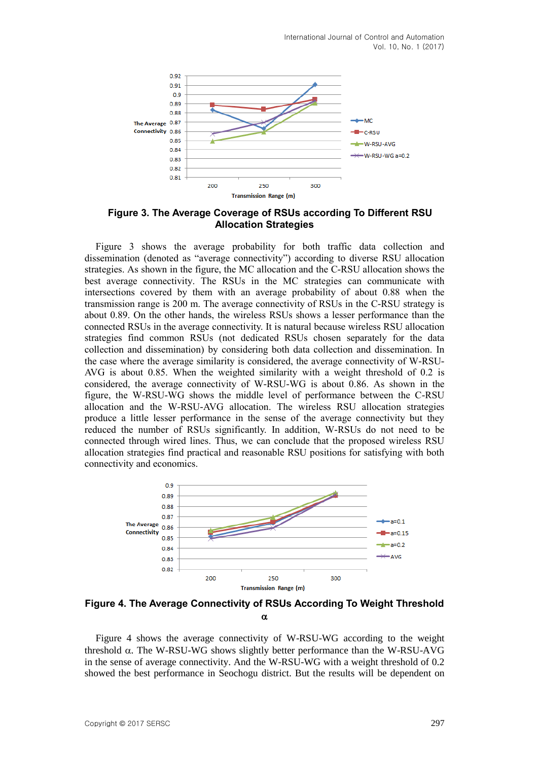**Figure 3. The Average Coverage of RSUs according To Different RSU Allocation Strategies**

Figure 3 shows the average probability for both traffic data collection and dissemination (denoted as “average connectivity”) according to diverse RSU allocation strategies. As shown in the figure, the MC allocation and the C-RSU allocation shows the best average connectivity. The RSUs in the MC strategies can communicate with intersections covered by them with an average probability of about 0.88 when the transmission range is 200 m. The average connectivity of RSUs in the C-RSU strategy is about 0.89. On the other hands, the wireless RSUs shows a lesser performance than the connected RSUs in the average connectivity. It is natural because wireless RSU allocation strategies find common RSUs (not dedicated RSUs chosen separately for the data collection and dissemination) by considering both data collection and dissemination. In the case where the average similarity is considered, the average connectivity of W-RSU-AVG is about 0.85. When the weighted similarity with a weight threshold of 0.2 is considered, the average connectivity of W-RSU-WG is about 0.86. As shown in the figure, the W-RSU-WG shows the middle level of performance between the C-RSU allocation and the W-RSU-AVG allocation. The wireless RSU allocation strategies produce a little lesser performance in the sense of the average connectivity but they reduced the number of RSUs significantly. In addition, W-RSUs do not need to be connected through wired lines. Thus, we can conclude that the proposed wireless RSU allocation strategies find practical and reasonable RSU positions for satisfying with both connectivity and economics.

**Figure 4. The Average Connectivity of RSUs According To Weight Threshold α**

Figure 4 shows the average connectivity of W-RSU-WG according to the weight threshold α. The W-RSU-WG shows slightly better performance than the W-RSU-AVG in the sense of average connectivity. And the W-RSU-WG with a weight threshold of 0.2 showed the best performance in Seochogu district. But the results will be dependent on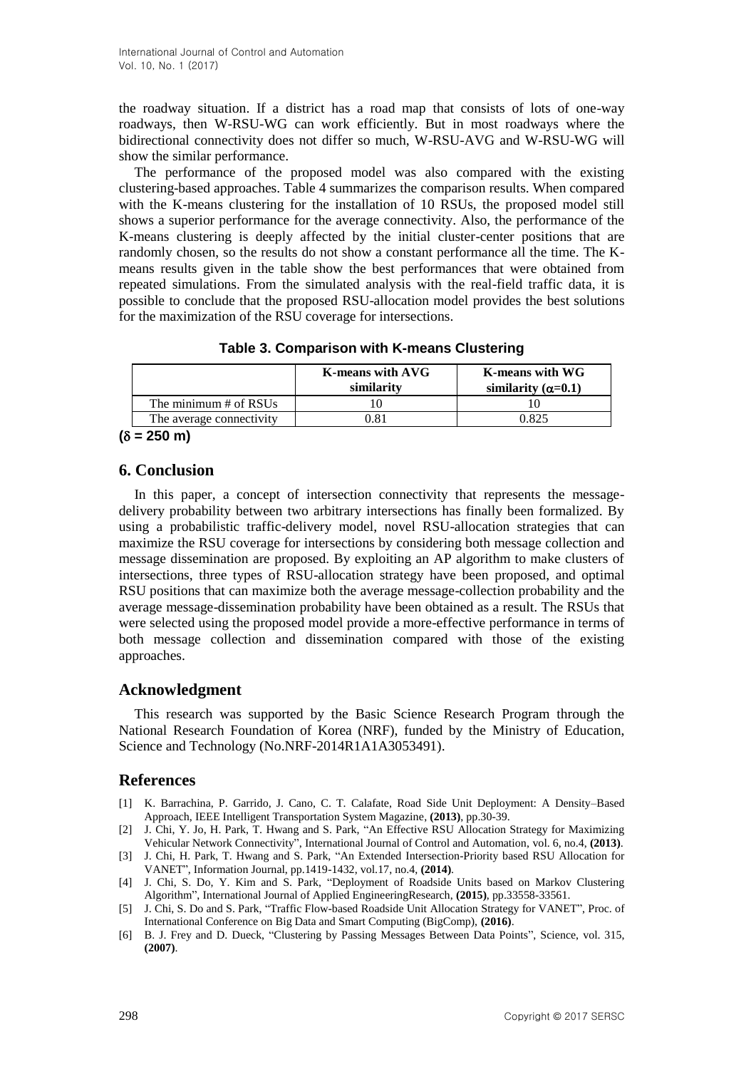the roadway situation. If a district has a road map that consists of lots of one-way roadways, then W-RSU-WG can work efficiently. But in most roadways where the bidirectional connectivity does not differ so much, W-RSU-AVG and W-RSU-WG will show the similar performance.

The performance of the proposed model was also compared with the existing clustering-based approaches. Table 4 summarizes the comparison results. When compared with the K-means clustering for the installation of 10 RSUs, the proposed model still shows a superior performance for the average connectivity. Also, the performance of the K-means clustering is deeply affected by the initial cluster-center positions that are randomly chosen, so the results do not show a constant performance all the time. The K-means results given in the table show the best performances that were obtained from repeated simulations. From the simulated analysis with the real-field traffic data, it is possible to conclude that the proposed RSU-allocation model provides the best solutions for the maximization of the RSU coverage for intersections.

**Table 3. Comparison with K-means Clustering**

| | K-means with AVG similarity | K-means with WG similarity ($\alpha$=0.1) |
|---|---|---|
| The minimum # of RSUs | 10 | 10 |
| The average connectivity | 0.81 | 0.825 |

**($\delta$ = 250 m)**

## 6. Conclusion

In this paper, a concept of intersection connectivity that represents the message-delivery probability between two arbitrary intersections has finally been formalized. By using a probabilistic traffic-delivery model, novel RSU-allocation strategies that can maximize the RSU coverage for intersections by considering both message collection and message dissemination are proposed. By exploiting an AP algorithm to make clusters of intersections, three types of RSU-allocation strategy have been proposed, and optimal RSU positions that can maximize both the average message-collection probability and the average message-dissemination probability have been obtained as a result. The RSUs that were selected using the proposed model provide a more-effective performance in terms of both message collection and dissemination compared with those of the existing approaches.

## Acknowledgment

This research was supported by the Basic Science Research Program through the National Research Foundation of Korea (NRF), funded by the Ministry of Education, Science and Technology (No.NRF-2014R1A1A3053491).

## References

[1] K. Barrachina, P. Garrido, J. Cano, C. T. Calafate, Road Side Unit Deployment: A Density–Based Approach, IEEE Intelligent Transportation System Magazine, **(2013)**, pp.30-39.

[2] J. Chi, Y. Jo, H. Park, T. Hwang and S. Park, "An Effective RSU Allocation Strategy for Maximizing Vehicular Network Connectivity", International Journal of Control and Automation, vol. 6, no.4, **(2013)**.

[3] J. Chi, H. Park, T. Hwang and S. Park, "An Extended Intersection-Priority based RSU Allocation for VANET", Information Journal, pp.1419-1432, vol.17, no.4, **(2014)**.

[4] J. Chi, S. Do, Y. Kim and S. Park, "Deployment of Roadside Units based on Markov Clustering Algorithm", International Journal of Applied EngineeringResearch, **(2015)**, pp.33558-33561.

[5] J. Chi, S. Do and S. Park, "Traffic Flow-based Roadside Unit Allocation Strategy for VANET", Proc. of International Conference on Big Data and Smart Computing (BigComp), **(2016)**.

[6] B. J. Frey and D. Dueck, "Clustering by Passing Messages Between Data Points", Science, vol. 315, **(2007)**.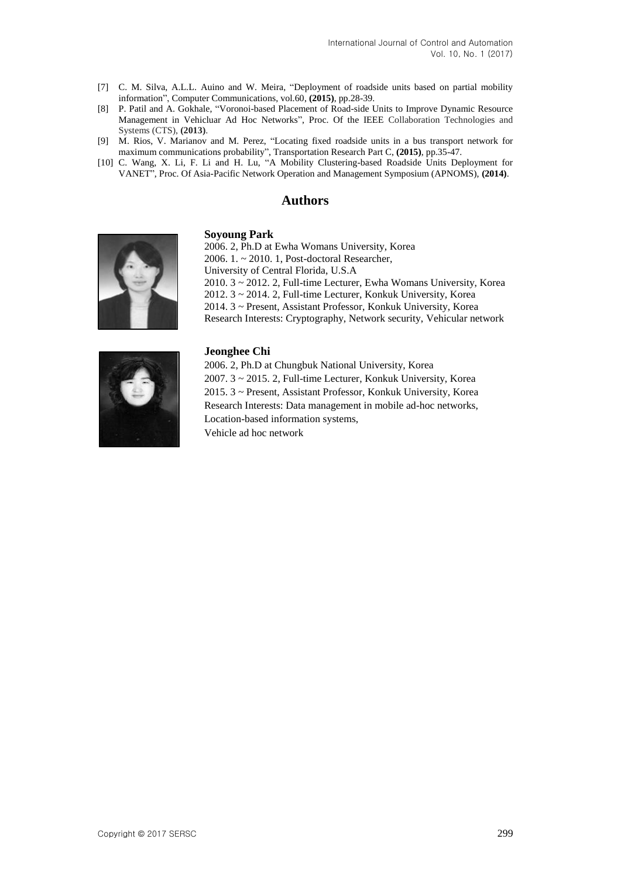[7] C. M. Silva, A.L.L. Auino and W. Meira, "Deployment of roadside units based on partial mobility information", Computer Communications, vol.60, **(2015)**, pp.28-39.

[8] P. Patil and A. Gokhale, "Voronoi-based Placement of Road-side Units to Improve Dynamic Resource Management in Vehicluar Ad Hoc Networks", Proc. Of the IEEE Collaboration Technologies and Systems (CTS), **(2013)**.

[9] M. Rios, V. Marianov and M. Perez, "Locating fixed roadside units in a bus transport network for maximum communications probability", Transportation Research Part C, **(2015)**, pp.35-47.

[10] C. Wang, X. Li, F. Li and H. Lu, "A Mobility Clustering-based Roadside Units Deployment for VANET", Proc. Of Asia-Pacific Network Operation and Management Symposium (APNOMS), **(2014)**.

## Authors

**Soyoung Park**

2006. 2, Ph.D at Ewha Womans University, Korea
2006. 1. ~ 2010. 1, Post-doctoral Researcher, University of Central Florida, U.S.A
2010. 3 ~ 2012. 2, Full-time Lecturer, Ewha Womans University, Korea
2012. 3 ~ 2014. 2, Full-time Lecturer, Konkuk University, Korea
2014. 3 ~ Present, Assistant Professor, Konkuk University, Korea
Research Interests: Cryptography, Network security, Vehicular network

**Jeonghee Chi**

2006. 2, Ph.D at Chungbuk National University, Korea
2007. 3 ~ 2015. 2, Full-time Lecturer, Konkuk University, Korea
2015. 3 ~ Present, Assistant Professor, Konkuk University, Korea
Research Interests: Data management in mobile ad-hoc networks, Location-based information systems, Vehicle ad hoc network